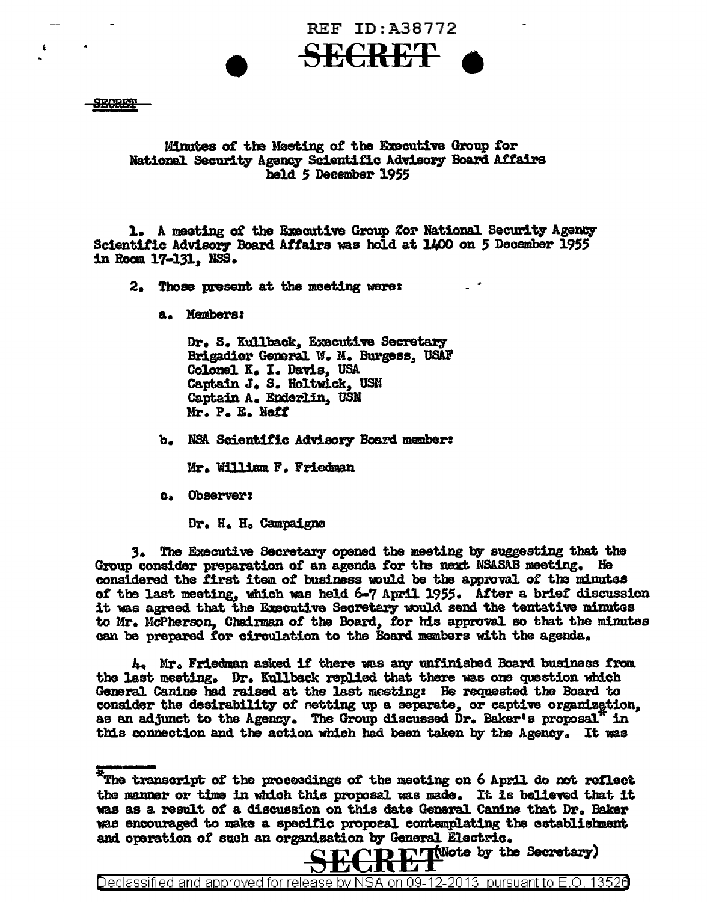REF ID:A38772

**SECRET**

SECRET

Minutes of the Meeting of the Executive Group for National Security Agency Scientific Advisory Board Affairs held 5 December 1955

1. A meeting of the Executive Group for National Security Agency Scientific Advisory Board Affairs was held at 1400 on 5 December 1955 in Room 17-131, NSS.

2. Those present at the meeting were:

   a. Members:

      Dr. S. Kullback, Executive Secretary
      Brigadier General W. M. Burgess, USAF
      Colonel K. I. Davis, USA
      Captain J. S. Holtwick, USN
      Captain A. Enderlin, USN
      Mr. P. E. Neff

   b. NSA Scientific Advisory Board member:

      Mr. William F. Friedman

   c. Observer:

      Dr. H. H. Campaigne

3. The Executive Secretary opened the meeting by suggesting that the Group consider preparation of an agenda for the next NSASAB meeting. He considered the first item of business would be the approval of the minutes of the last meeting, which was held 6-7 April 1955. After a brief discussion it was agreed that the Executive Secretary would send the tentative minutes to Mr. McPherson, Chairman of the Board, for his approval so that the minutes can be prepared for circulation to the Board members with the agenda.

4. Mr. Friedman asked if there was any unfinished Board business from the last meeting. Dr. Kullback replied that there was one question which General Canine had raised at the last meeting: He requested the Board to consider the desirability of setting up a separate, or captive organization, as an adjunct to the Agency. The Group discussed Dr. Baker's proposal* in this connection and the action which had been taken by the Agency. It was

*The transcript of the proceedings of the meeting on 6 April do not reflect the manner or time in which this proposal was made. It is believed that it was as a result of a discussion on this date General Canine that Dr. Baker was encouraged to make a specific proposal contemplating the establishment and operation of such an organization by General Electric. (Note by the Secretary)

**SECRET**

Declassified and approved for release by NSA on 09-12-2013 pursuant to E.O. 13526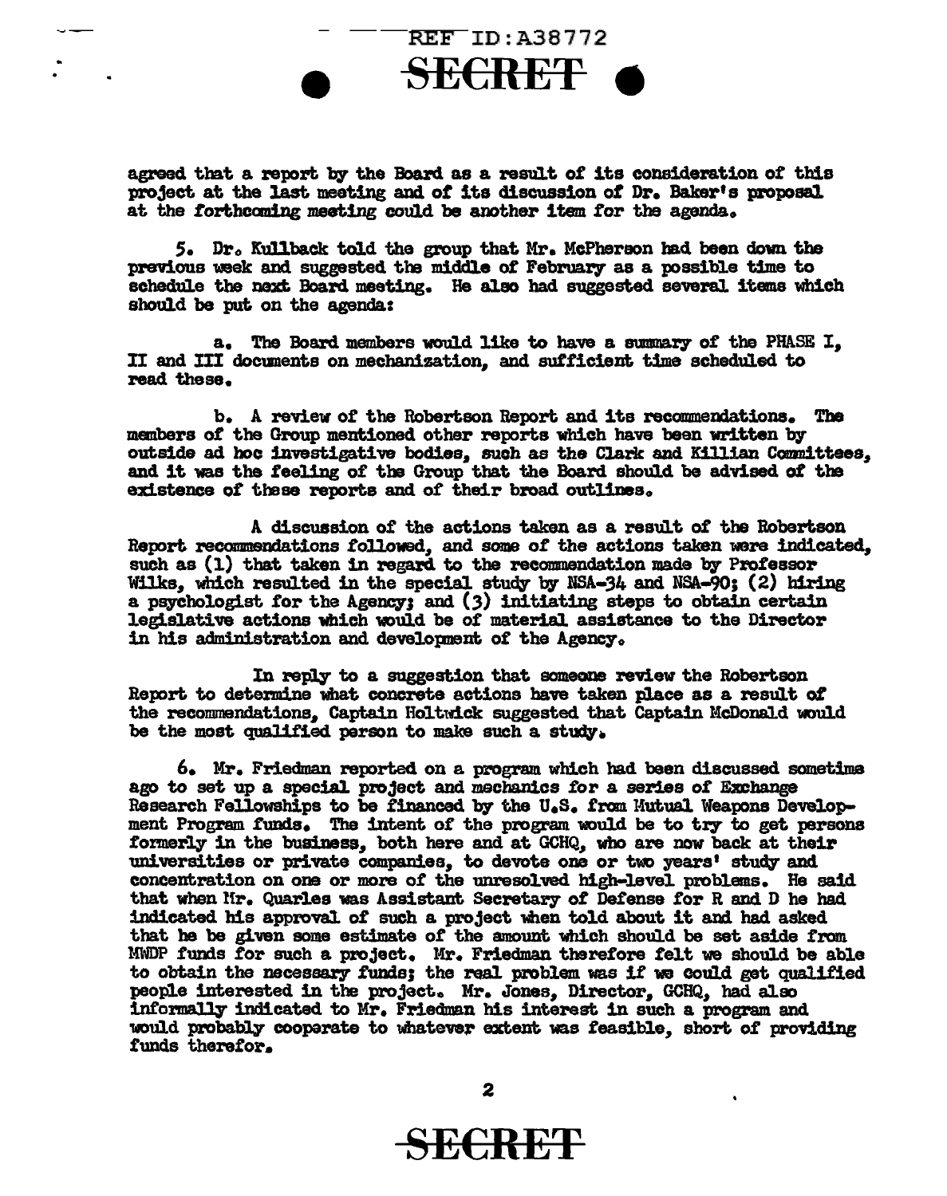agreed that a report by the Board as a result of its consideration of this project at the last meeting and of its discussion of Dr. Baker's proposal at the forthcoming meeting could be another item for the agenda.

5. Dr. Kullback told the group that Mr. McPherson had been down the previous week and suggested the middle of February as a possible time to schedule the next Board meeting. He also had suggested several items which should be put on the agenda:

a. The Board members would like to have a summary of the PHASE I, II and III documents on mechanization, and sufficient time scheduled to read these.

b. A review of the Robertson Report and its recommendations. The members of the Group mentioned other reports which have been written by outside ad hoc investigative bodies, such as the Clark and Killian Committees, and it was the feeling of the Group that the Board should be advised of the existence of these reports and of their broad outlines.

A discussion of the actions taken as a result of the Robertson Report recommendations followed, and some of the actions taken were indicated, such as (1) that taken in regard to the recommendation made by Professor Wilks, which resulted in the special study by NSA-34 and NSA-90; (2) hiring a psychologist for the Agency; and (3) initiating steps to obtain certain legislative actions which would be of material assistance to the Director in his administration and development of the Agency.

In reply to a suggestion that someone review the Robertson Report to determine what concrete actions have taken place as a result of the recommendations, Captain Holtwick suggested that Captain McDonald would be the most qualified person to make such a study.

6. Mr. Friedman reported on a program which had been discussed sometime ago to set up a special project and mechanics for a series of Exchange Research Fellowships to be financed by the U.S. from Mutual Weapons Development Program funds. The intent of the program would be to try to get persons formerly in the business, both here and at GCHQ, who are now back at their universities or private companies, to devote one or two years' study and concentration on one or more of the unresolved high-level problems. He said that when Mr. Quarles was Assistant Secretary of Defense for R and D he had indicated his approval of such a project when told about it and had asked that he be given some estimate of the amount which should be set aside from MWDP funds for such a project. Mr. Friedman therefore felt we should be able to obtain the necessary funds; the real problem was if we could get qualified people interested in the project. Mr. Jones, Director, GCHQ, had also informally indicated to Mr. Friedman his interest in such a program and would probably cooperate to whatever extent was feasible, short of providing funds therefor.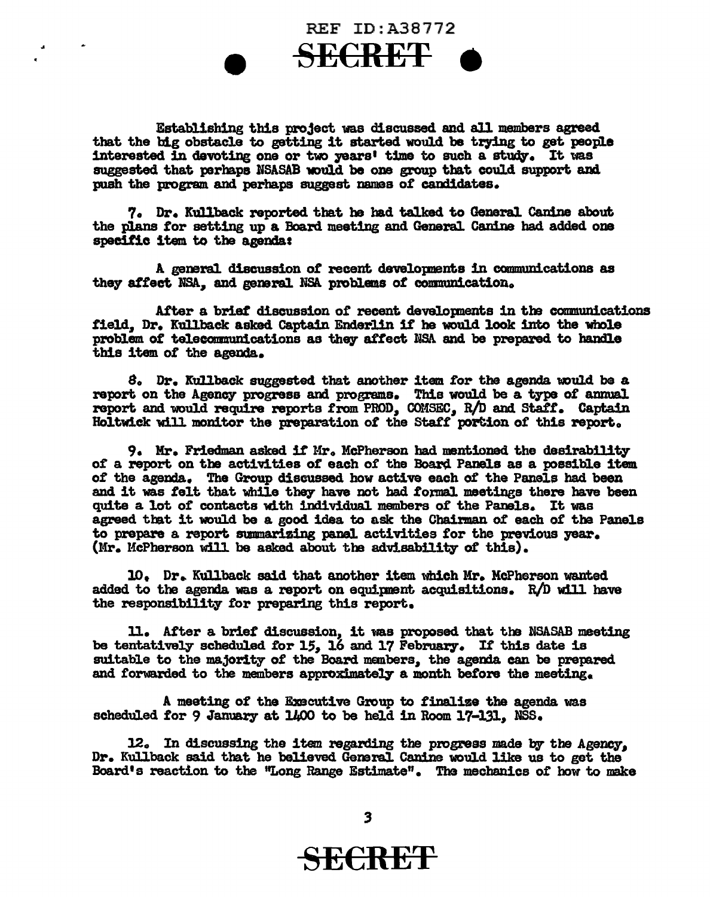Establishing this project was discussed and all members agreed that the big obstacle to getting it started would be trying to get people interested in devoting one or two years' time to such a study. It was suggested that perhaps NSASAB would be one group that could support and push the program and perhaps suggest names of candidates.

7. Dr. Kullback reported that he had talked to General Canine about the plans for setting up a Board meeting and General Canine had added one specific item to the agenda:

A general discussion of recent developments in communications as they affect NSA, and general NSA problems of communication.

After a brief discussion of recent developments in the communications field, Dr. Kullback asked Captain Enderlin if he would look into the whole problem of telecommunications as they affect NSA and be prepared to handle this item of the agenda.

8. Dr. Kullback suggested that another item for the agenda would be a report on the Agency progress and programs. This would be a type of annual report and would require reports from PROD, COMSEC, R/D and Staff. Captain Holtwick will monitor the preparation of the Staff portion of this report.

9. Mr. Friedman asked if Mr. McPherson had mentioned the desirability of a report on the activities of each of the Board Panels as a possible item of the agenda. The Group discussed how active each of the Panels had been and it was felt that while they have not had formal meetings there have been quite a lot of contacts with individual members of the Panels. It was agreed that it would be a good idea to ask the Chairman of each of the Panels to prepare a report summarizing panel activities for the previous year. (Mr. McPherson will be asked about the advisability of this).

10. Dr. Kullback said that another item which Mr. McPherson wanted added to the agenda was a report on equipment acquisitions. R/D will have the responsibility for preparing this report.

11. After a brief discussion, it was proposed that the NSASAB meeting be tentatively scheduled for 15, 16 and 17 February. If this date is suitable to the majority of the Board members, the agenda can be prepared and forwarded to the members approximately a month before the meeting.

A meeting of the Executive Group to finalize the agenda was scheduled for 9 January at 1400 to be held in Room 17-131, NSS.

12. In discussing the item regarding the progress made by the Agency, Dr. Kullback said that he believed General Canine would like us to get the Board's reaction to the "Long Range Estimate". The mechanics of how to make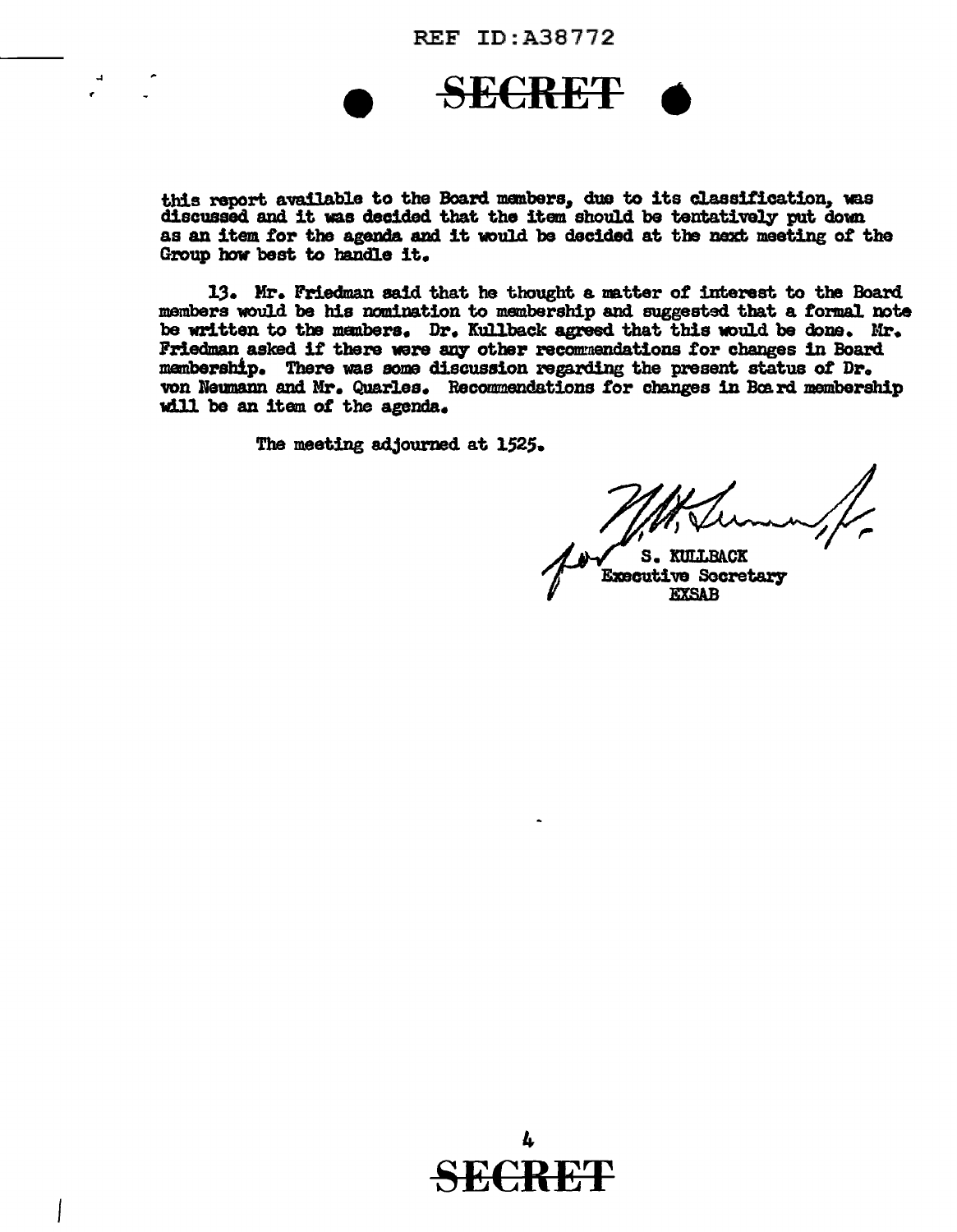REF ID:A38772

SECRET

this report available to the Board members, due to its classification, was discussed and it was decided that the item should be tentatively put down as an item for the agenda and it would be decided at the next meeting of the Group how best to handle it.

13. Mr. Friedman said that he thought a matter of interest to the Board members would be his nomination to membership and suggested that a formal note be written to the members. Dr. Kullback agreed that this would be done. Mr. Friedman asked if there were any other recommendations for changes in Board membership. There was some discussion regarding the present status of Dr. von Neumann and Mr. Quarles. Recommendations for changes in Board membership will be an item of the agenda.

The meeting adjourned at 1525.

for S. KULLBACK
Executive Secretary
EXSAB

SECRET